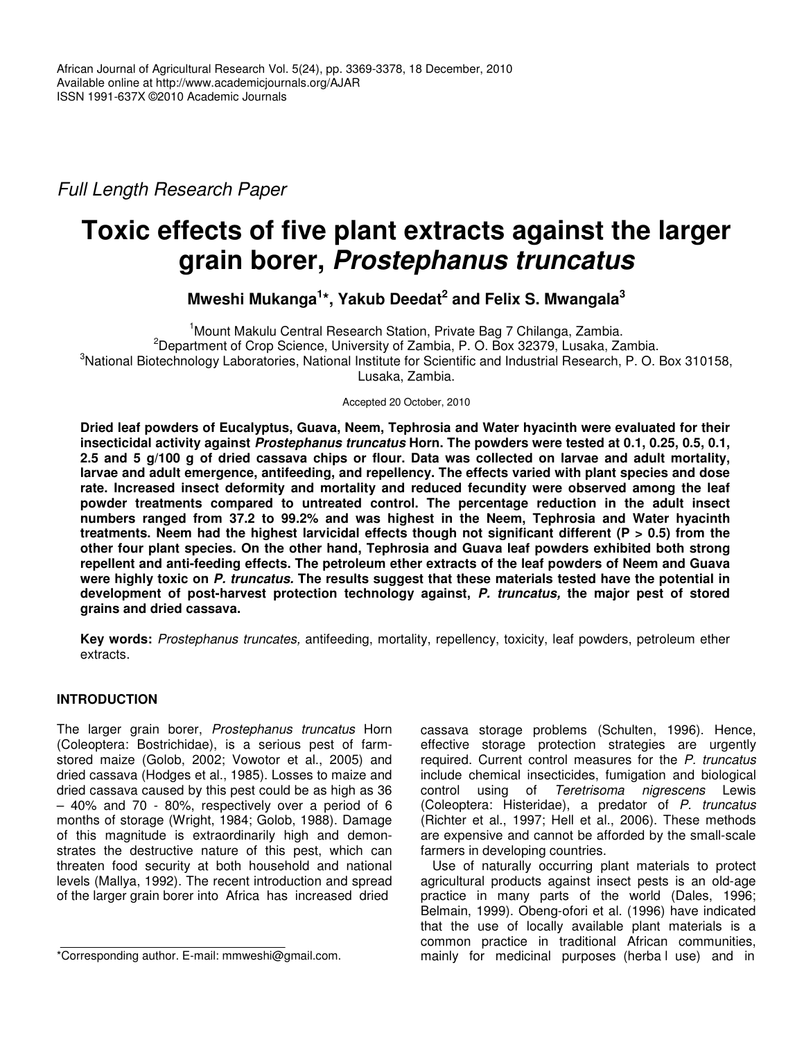African Journal of Agricultural Research Vol. 5(24), pp. 3369-3378, 18 December, 2010
Available online at http://www.academicjournals.org/AJAR
ISSN 1991-637X ©2010 Academic Journals

*Full Length Research Paper*

# Toxic effects of five plant extracts against the larger grain borer, *Prostephanus truncatus*

**Mweshi Mukanga[1]*, Yakub Deedat[2] and Felix S. Mwangala[3]**

[1]Mount Makulu Central Research Station, Private Bag 7 Chilanga, Zambia.
[2]Department of Crop Science, University of Zambia, P. O. Box 32379, Lusaka, Zambia.
[3]National Biotechnology Laboratories, National Institute for Scientific and Industrial Research, P. O. Box 310158, Lusaka, Zambia.

Accepted 20 October, 2010

**Dried leaf powders of Eucalyptus, Guava, Neem, Tephrosia and Water hyacinth were evaluated for their insecticidal activity against *Prostephanus truncatus* Horn. The powders were tested at 0.1, 0.25, 0.5, 0.1, 2.5 and 5 g/100 g of dried cassava chips or flour. Data was collected on larvae and adult mortality, larvae and adult emergence, antifeeding, and repellency. The effects varied with plant species and dose rate. Increased insect deformity and mortality and reduced fecundity were observed among the leaf powder treatments compared to untreated control. The percentage reduction in the adult insect numbers ranged from 37.2 to 99.2% and was highest in the Neem, Tephrosia and Water hyacinth treatments. Neem had the highest larvicidal effects though not significant different ($P > 0.5$) from the other four plant species. On the other hand, Tephrosia and Guava leaf powders exhibited both strong repellent and anti-feeding effects. The petroleum ether extracts of the leaf powders of Neem and Guava were highly toxic on *P. truncatus.* The results suggest that these materials tested have the potential in development of post-harvest protection technology against, *P. truncatus,* the major pest of stored grains and dried cassava.**

**Key words:** *Prostephanus truncates,* antifeeding, mortality, repellency, toxicity, leaf powders, petroleum ether extracts.

## INTRODUCTION

The larger grain borer, *Prostephanus truncatus* Horn (Coleoptera: Bostrichidae), is a serious pest of farm-stored maize (Golob, 2002; Vowotor et al., 2005) and dried cassava (Hodges et al., 1985). Losses to maize and dried cassava caused by this pest could be as high as 36 – 40% and 70 - 80%, respectively over a period of 6 months of storage (Wright, 1984; Golob, 1988). Damage of this magnitude is extraordinarily high and demonstrates the destructive nature of this pest, which can threaten food security at both household and national levels (Mallya, 1992). The recent introduction and spread of the larger grain borer into Africa has increased dried cassava storage problems (Schulten, 1996). Hence, effective storage protection strategies are urgently required. Current control measures for the *P. truncatus* include chemical insecticides, fumigation and biological control using of *Teretrisoma nigrescens* Lewis (Coleoptera: Histeridae), a predator of *P. truncatus* (Richter et al., 1997; Hell et al., 2006). These methods are expensive and cannot be afforded by the small-scale farmers in developing countries.

Use of naturally occurring plant materials to protect agricultural products against insect pests is an old-age practice in many parts of the world (Dales, 1996; Belmain, 1999). Obeng-ofori et al. (1996) have indicated that the use of locally available plant materials is a common practice in traditional African communities, mainly for medicinal purposes (herba l use) and in

*Corresponding author. E-mail: mmweshi@gmail.com.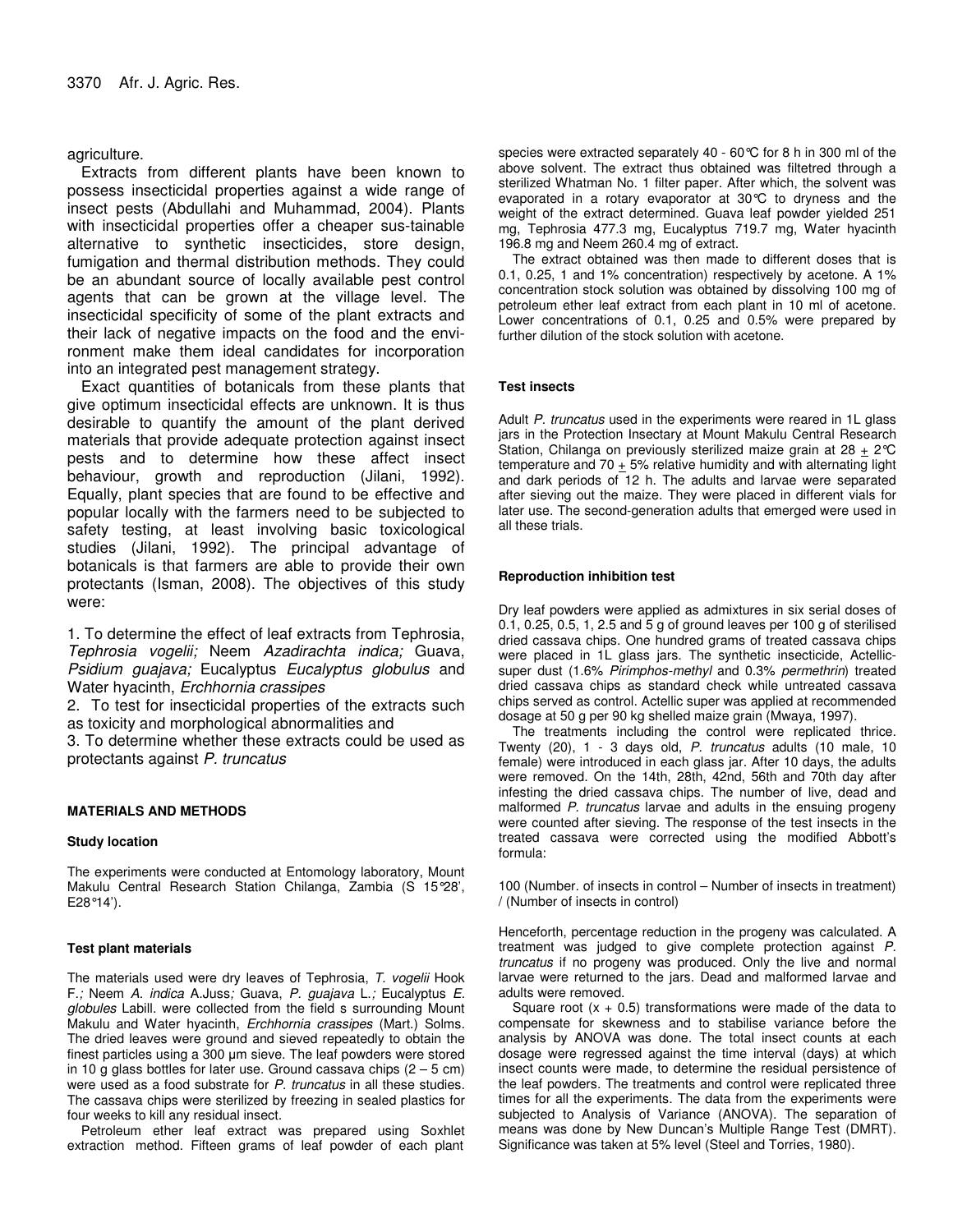agriculture.

Extracts from different plants have been known to possess insecticidal properties against a wide range of insect pests (Abdullahi and Muhammad, 2004). Plants with insecticidal properties offer a cheaper sus-tainable alternative to synthetic insecticides, store design, fumigation and thermal distribution methods. They could be an abundant source of locally available pest control agents that can be grown at the village level. The insecticidal specificity of some of the plant extracts and their lack of negative impacts on the food and the envi-ronment make them ideal candidates for incorporation into an integrated pest management strategy.

Exact quantities of botanicals from these plants that give optimum insecticidal effects are unknown. It is thus desirable to quantify the amount of the plant derived materials that provide adequate protection against insect pests and to determine how these affect insect behaviour, growth and reproduction (Jilani, 1992). Equally, plant species that are found to be effective and popular locally with the farmers need to be subjected to safety testing, at least involving basic toxicological studies (Jilani, 1992). The principal advantage of botanicals is that farmers are able to provide their own protectants (Isman, 2008). The objectives of this study were:

1. To determine the effect of leaf extracts from Tephrosia, *Tephrosia vogelii;* Neem *Azadirachta indica;* Guava, *Psidium guajava;* Eucalyptus *Eucalyptus globulus* and Water hyacinth, *Erchhornia crassipes*
2. To test for insecticidal properties of the extracts such as toxicity and morphological abnormalities and
3. To determine whether these extracts could be used as protectants against *P. truncatus*

## MATERIALS AND METHODS

### Study location

The experiments were conducted at Entomology laboratory, Mount Makulu Central Research Station Chilanga, Zambia (S 15°28', E28°14').

### Test plant materials

The materials used were dry leaves of Tephrosia, *T. vogelii* Hook F.*;* Neem *A. indica* A.Juss*;* Guava, *P. guajava* L.*;* Eucalyptus *E. globules* Labill. were collected from the field s surrounding Mount Makulu and Water hyacinth, *Erchhornia crassipes* (Mart.) Solms. The dried leaves were ground and sieved repeatedly to obtain the finest particles using a 300 µm sieve. The leaf powders were stored in 10 g glass bottles for later use. Ground cassava chips (2 – 5 cm) were used as a food substrate for *P. truncatus* in all these studies. The cassava chips were sterilized by freezing in sealed plastics for four weeks to kill any residual insect.

Petroleum ether leaf extract was prepared using Soxhlet extraction method. Fifteen grams of leaf powder of each plant species were extracted separately 40 - 60°C for 8 h in 300 ml of the above solvent. The extract thus obtained was filtetred through a sterilized Whatman No. 1 filter paper. After which, the solvent was evaporated in a rotary evaporator at 30°C to dryness and the weight of the extract determined. Guava leaf powder yielded 251 mg, Tephrosia 477.3 mg, Eucalyptus 719.7 mg, Water hyacinth 196.8 mg and Neem 260.4 mg of extract.

The extract obtained was then made to different doses that is 0.1, 0.25, 1 and 1% concentration) respectively by acetone. A 1% concentration stock solution was obtained by dissolving 100 mg of petroleum ether leaf extract from each plant in 10 ml of acetone. Lower concentrations of 0.1, 0.25 and 0.5% were prepared by further dilution of the stock solution with acetone.

### Test insects

Adult *P. truncatus* used in the experiments were reared in 1L glass jars in the Protection Insectary at Mount Makulu Central Research Station, Chilanga on previously sterilized maize grain at 28 ± 2°C temperature and 70 ± 5% relative humidity and with alternating light and dark periods of 12 h. The adults and larvae were separated after sieving out the maize. They were placed in different vials for later use. The second-generation adults that emerged were used in all these trials.

### Reproduction inhibition test

Dry leaf powders were applied as admixtures in six serial doses of 0.1, 0.25, 0.5, 1, 2.5 and 5 g of ground leaves per 100 g of sterilised dried cassava chips. One hundred grams of treated cassava chips were placed in 1L glass jars. The synthetic insecticide, Actellic-super dust (1.6% *Pirimphos-methyl* and 0.3% *permethrin*) treated dried cassava chips as standard check while untreated cassava chips served as control. Actellic super was applied at recommended dosage at 50 g per 90 kg shelled maize grain (Mwaya, 1997).

The treatments including the control were replicated thrice. Twenty (20), 1 - 3 days old, *P. truncatus* adults (10 male, 10 female) were introduced in each glass jar. After 10 days, the adults were removed. On the 14th, 28th, 42nd, 56th and 70th day after infesting the dried cassava chips. The number of live, dead and malformed *P. truncatus* larvae and adults in the ensuing progeny were counted after sieving. The response of the test insects in the treated cassava were corrected using the modified Abbott's formula:

100 (Number. of insects in control – Number of insects in treatment) / (Number of insects in control)

Henceforth, percentage reduction in the progeny was calculated. A treatment was judged to give complete protection against *P. truncatus* if no progeny was produced. Only the live and normal larvae were returned to the jars. Dead and malformed larvae and adults were removed.

Square root (x + 0.5) transformations were made of the data to compensate for skewness and to stabilise variance before the analysis by ANOVA was done. The total insect counts at each dosage were regressed against the time interval (days) at which insect counts were made, to determine the residual persistence of the leaf powders. The treatments and control were replicated three times for all the experiments. The data from the experiments were subjected to Analysis of Variance (ANOVA). The separation of means was done by New Duncan's Multiple Range Test (DMRT). Significance was taken at 5% level (Steel and Torries, 1980).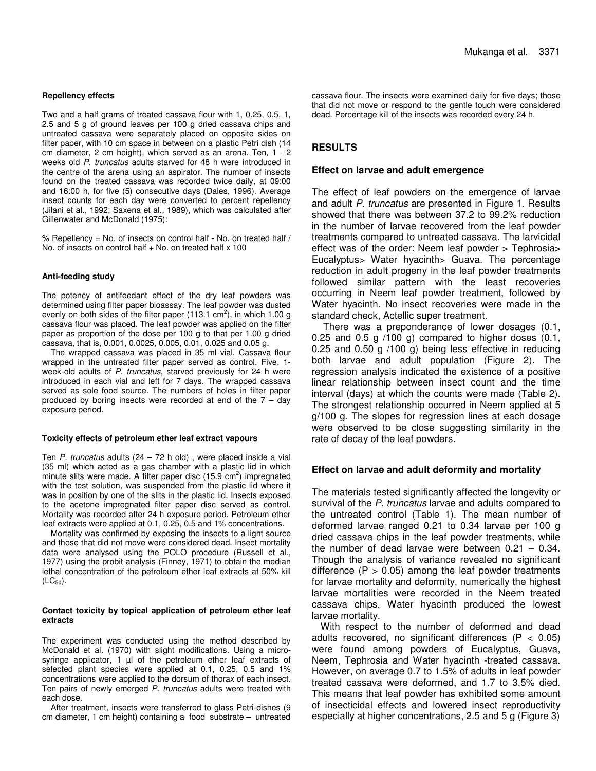#### Repellency effects

Two and a half grams of treated cassava flour with 1, 0.25, 0.5, 1, 2.5 and 5 g of ground leaves per 100 g dried cassava chips and untreated cassava were separately placed on opposite sides on filter paper, with 10 cm space in between on a plastic Petri dish (14 cm diameter, 2 cm height), which served as an arena. Ten, 1 - 2 weeks old *P. truncatus* adults starved for 48 h were introduced in the centre of the arena using an aspirator. The number of insects found on the treated cassava was recorded twice daily, at 09:00 and 16:00 h, for five (5) consecutive days (Dales, 1996). Average insect counts for each day were converted to percent repellency (Jilani et al., 1992; Saxena et al., 1989), which was calculated after Gillenwater and McDonald (1975):

% Repellency = No. of insects on control half - No. on treated half / No. of insects on control half + No. on treated half x 100

#### Anti-feeding study

The potency of antifeedant effect of the dry leaf powders was determined using filter paper bioassay. The leaf powder was dusted evenly on both sides of the filter paper (113.1 $cm^2$), in which 1.00 g cassava flour was placed. The leaf powder was applied on the filter paper as proportion of the dose per 100 g to that per 1.00 g dried cassava, that is, 0.001, 0.0025, 0.005, 0.01, 0.025 and 0.05 g.

The wrapped cassava was placed in 35 ml vial. Cassava flour wrapped in the untreated filter paper served as control. Five, 1-week-old adults of *P. truncatus*, starved previously for 24 h were introduced in each vial and left for 7 days. The wrapped cassava served as sole food source. The numbers of holes in filter paper produced by boring insects were recorded at end of the 7 – day exposure period.

#### Toxicity effects of petroleum ether leaf extract vapours

Ten *P. truncatus* adults (24 – 72 h old) , were placed inside a vial (35 ml) which acted as a gas chamber with a plastic lid in which minute slits were made. A filter paper disc (15.9 $cm^2$) impregnated with the test solution, was suspended from the plastic lid where it was in position by one of the slits in the plastic lid. Insects exposed to the acetone impregnated filter paper disc served as control. Mortality was recorded after 24 h exposure period. Petroleum ether leaf extracts were applied at 0.1, 0.25, 0.5 and 1% concentrations.

Mortality was confirmed by exposing the insects to a light source and those that did not move were considered dead. Insect mortality data were analysed using the POLO procedure (Russell et al., 1977) using the probit analysis (Finney, 1971) to obtain the median lethal concentration of the petroleum ether leaf extracts at 50% kill ($LC_{50}$).

#### Contact toxicity by topical application of petroleum ether leaf extracts

The experiment was conducted using the method described by McDonald et al. (1970) with slight modifications. Using a micro-syringe applicator, 1 µl of the petroleum ether leaf extracts of selected plant species were applied at 0.1, 0.25, 0.5 and 1% concentrations were applied to the dorsum of thorax of each insect. Ten pairs of newly emerged *P. truncatus* adults were treated with each dose.

After treatment, insects were transferred to glass Petri-dishes (9 cm diameter, 1 cm height) containing a food substrate – untreated cassava flour. The insects were examined daily for five days; those that did not move or respond to the gentle touch were considered dead. Percentage kill of the insects was recorded every 24 h.

## RESULTS

### Effect on larvae and adult emergence

The effect of leaf powders on the emergence of larvae and adult *P. truncatus* are presented in Figure 1. Results showed that there was between 37.2 to 99.2% reduction in the number of larvae recovered from the leaf powder treatments compared to untreated cassava. The larvicidal effect was of the order: Neem leaf powder > Tephrosia> Eucalyptus> Water hyacinth> Guava. The percentage reduction in adult progeny in the leaf powder treatments followed similar pattern with the least recoveries occurring in Neem leaf powder treatment, followed by Water hyacinth. No insect recoveries were made in the standard check, Actellic super treatment.

There was a preponderance of lower dosages (0.1, 0.25 and 0.5 g /100 g) compared to higher doses (0.1, 0.25 and 0.50 g /100 g) being less effective in reducing both larvae and adult population (Figure 2). The regression analysis indicated the existence of a positive linear relationship between insect count and the time interval (days) at which the counts were made (Table 2). The strongest relationship occurred in Neem applied at 5 g/100 g. The slopes for regression lines at each dosage were observed to be close suggesting similarity in the rate of decay of the leaf powders.

### Effect on larvae and adult deformity and mortality

The materials tested significantly affected the longevity or survival of the *P. truncatus* larvae and adults compared to the untreated control (Table 1). The mean number of deformed larvae ranged 0.21 to 0.34 larvae per 100 g dried cassava chips in the leaf powder treatments, while the number of dead larvae were between 0.21 – 0.34. Though the analysis of variance revealed no significant difference ($P > 0.05$) among the leaf powder treatments for larvae mortality and deformity, numerically the highest larvae mortalities were recorded in the Neem treated cassava chips. Water hyacinth produced the lowest larvae mortality.

With respect to the number of deformed and dead adults recovered, no significant differences ($P < 0.05$) were found among powders of Eucalyptus, Guava, Neem, Tephrosia and Water hyacinth -treated cassava. However, on average 0.7 to 1.5% of adults in leaf powder treated cassava were deformed, and 1.7 to 3.5% died. This means that leaf powder has exhibited some amount of insecticidal effects and lowered insect reproductivity especially at higher concentrations, 2.5 and 5 g (Figure 3)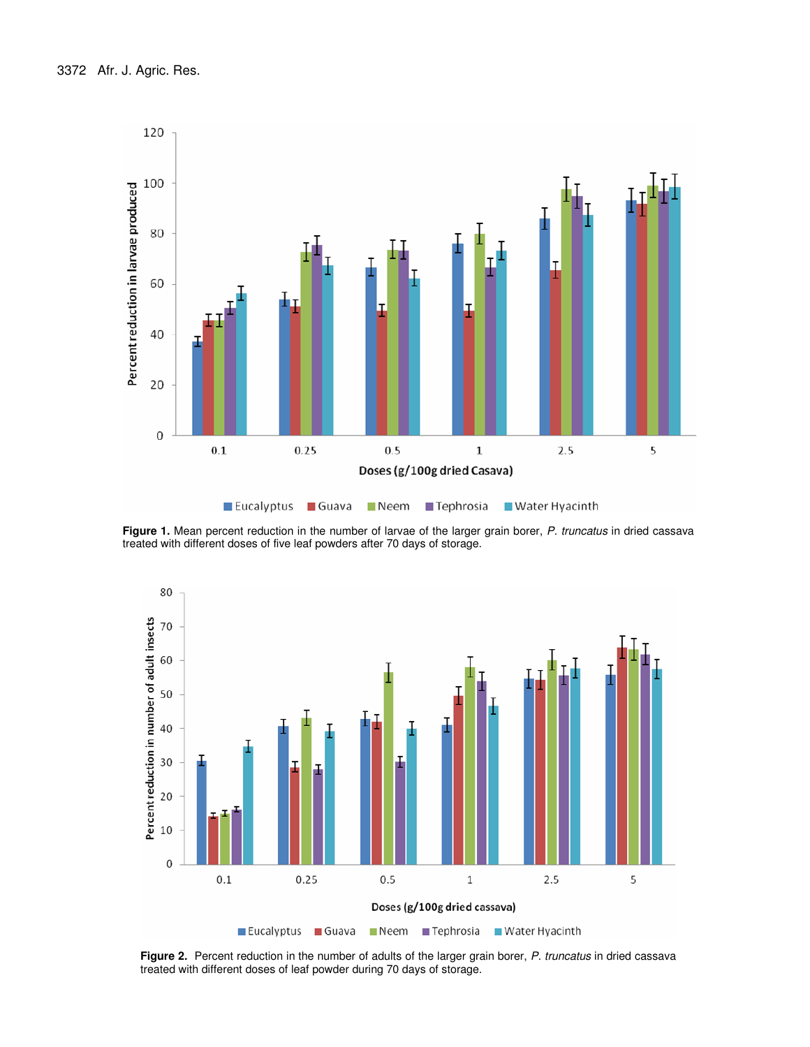**Figure 1.** Mean percent reduction in the number of larvae of the larger grain borer, *P. truncatus* in dried cassava treated with different doses of five leaf powders after 70 days of storage.

**Figure 2.** Percent reduction in the number of adults of the larger grain borer, *P. truncatus* in dried cassava treated with different doses of leaf powder during 70 days of storage.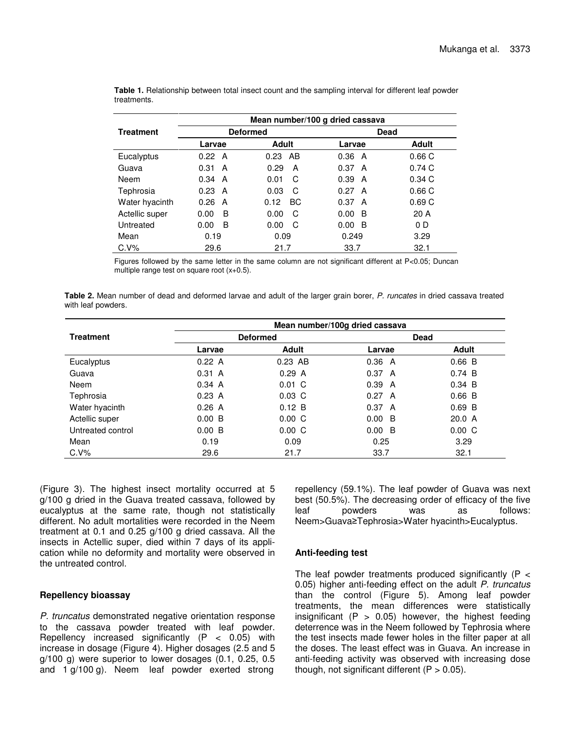**Table 1.** Relationship between total insect count and the sampling interval for different leaf powder treatments.

| Treatment | Mean number/100 g dried cassava | | | |
|---|---|---|---|---|
| | Deformed | | Dead | |
| | Larvae | Adult | Larvae | Adult |
| Eucalyptus | 0.22 A | 0.23 AB | 0.36 A | 0.66 C |
| Guava | 0.31 A | 0.29 A | 0.37 A | 0.74 C |
| Neem | 0.34 A | 0.01 C | 0.39 A | 0.34 C |
| Tephrosia | 0.23 A | 0.03 C | 0.27 A | 0.66 C |
| Water hyacinth | 0.26 A | 0.12 BC | 0.37 A | 0.69 C |
| Actellic super | 0.00 B | 0.00 C | 0.00 B | 20 A |
| Untreated | 0.00 B | 0.00 C | 0.00 B | 0 D |
| Mean | 0.19 | 0.09 | 0.249 | 3.29 |
| C.V% | 29.6 | 21.7 | 33.7 | 32.1 |

Figures followed by the same letter in the same column are not significant different at P<0.05; Duncan multiple range test on square root (x+0.5).

**Table 2.** Mean number of dead and deformed larvae and adult of the larger grain borer, *P. runcates* in dried cassava treated with leaf powders.

| Treatment | Mean number/100g dried cassava | | | |
|---|---|---|---|---|
| | Deformed | | Dead | |
| | Larvae | Adult | Larvae | Adult |
| Eucalyptus | 0.22 A | 0.23 AB | 0.36 A | 0.66 B |
| Guava | 0.31 A | 0.29 A | 0.37 A | 0.74 B |
| Neem | 0.34 A | 0.01 C | 0.39 A | 0.34 B |
| Tephrosia | 0.23 A | 0.03 C | 0.27 A | 0.66 B |
| Water hyacinth | 0.26 A | 0.12 B | 0.37 A | 0.69 B |
| Actellic super | 0.00 B | 0.00 C | 0.00 B | 20.0 A |
| Untreated control | 0.00 B | 0.00 C | 0.00 B | 0.00 C |
| Mean | 0.19 | 0.09 | 0.25 | 3.29 |
| C.V% | 29.6 | 21.7 | 33.7 | 32.1 |

(Figure 3). The highest insect mortality occurred at 5 g/100 g dried in the Guava treated cassava, followed by eucalyptus at the same rate, though not statistically different. No adult mortalities were recorded in the Neem treatment at 0.1 and 0.25 g/100 g dried cassava. All the insects in Actellic super, died within 7 days of its application while no deformity and mortality were observed in the untreated control.

### Repellency bioassay

*P. truncatus* demonstrated negative orientation response to the cassava powder treated with leaf powder. Repellency increased significantly ($P < 0.05$) with increase in dosage (Figure 4). Higher dosages (2.5 and 5 g/100 g) were superior to lower dosages (0.1, 0.25, 0.5 and 1 g/100 g). Neem leaf powder exerted strong repellency (59.1%). The leaf powder of Guava was next best (50.5%). The decreasing order of efficacy of the five leaf powders was as follows: Neem>Guava≥Tephrosia>Water hyacinth>Eucalyptus.

### Anti-feeding test

The leaf powder treatments produced significantly ($P < 0.05$) higher anti-feeding effect on the adult *P. truncatus* than the control (Figure 5). Among leaf powder treatments, the mean differences were statistically insignificant ($P > 0.05$) however, the highest feeding deterrence was in the Neem followed by Tephrosia where the test insects made fewer holes in the filter paper at all the doses. The least effect was in Guava. An increase in anti-feeding activity was observed with increasing dose though, not significant different ($P > 0.05$).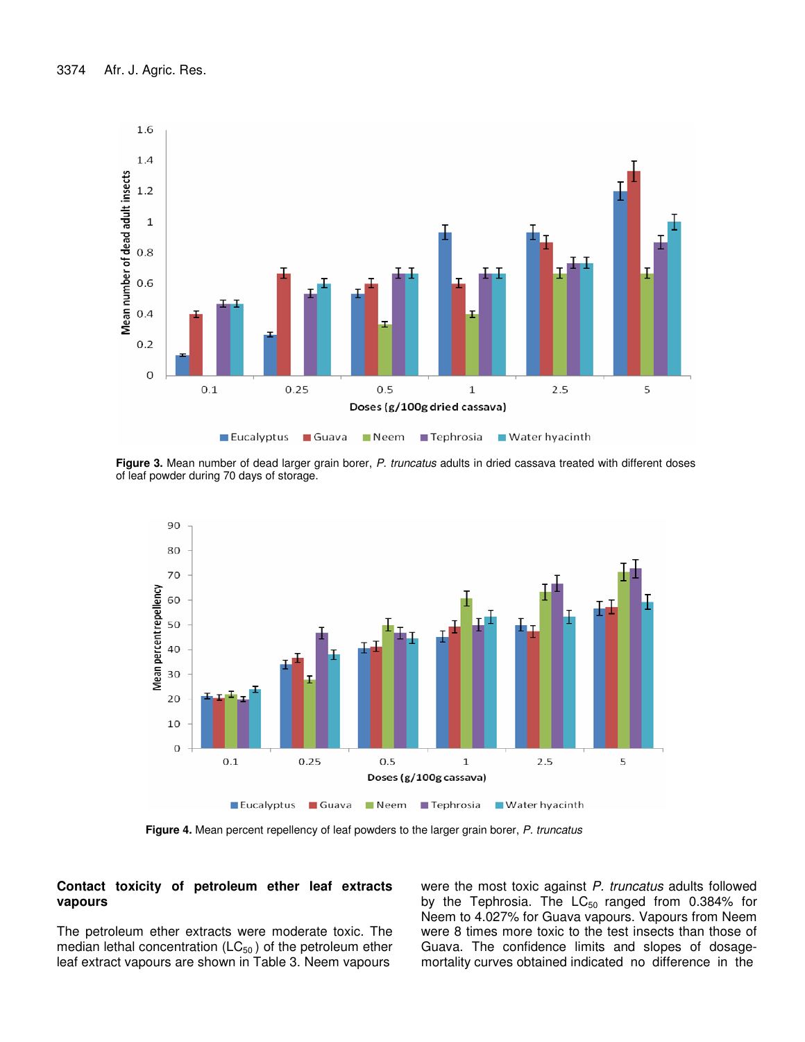Figure 3. Mean number of dead larger grain borer, *P. truncatus* adults in dried cassava treated with different doses of leaf powder during 70 days of storage.

Figure 4. Mean percent repellency of leaf powders to the larger grain borer, *P. truncatus*

## Contact toxicity of petroleum ether leaf extracts vapours

The petroleum ether extracts were moderate toxic. The median lethal concentration ($LC_{50}$) of the petroleum ether leaf extract vapours are shown in Table 3. Neem vapours were the most toxic against *P. truncatus* adults followed by the Tephrosia. The $LC_{50}$ ranged from 0.384% for Neem to 4.027% for Guava vapours. Vapours from Neem were 8 times more toxic to the test insects than those of Guava. The confidence limits and slopes of dosage-mortality curves obtained indicated no difference in the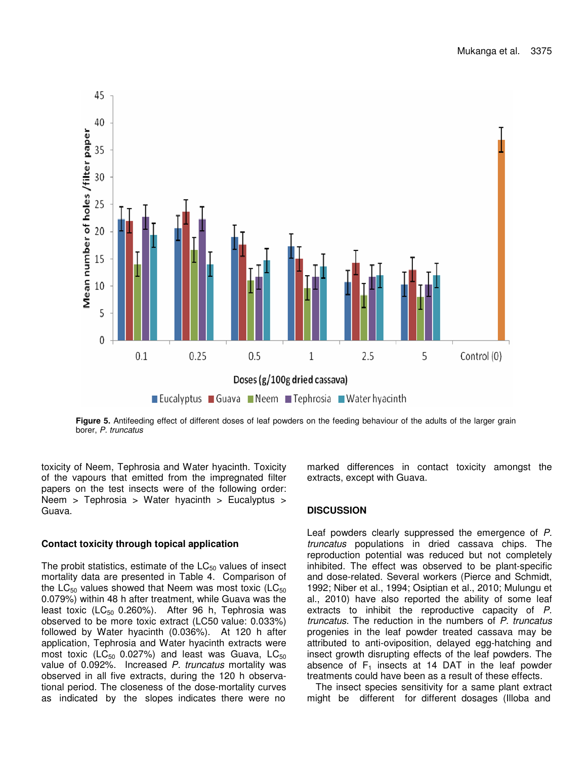**Figure 5.** Antifeeding effect of different doses of leaf powders on the feeding behaviour of the adults of the larger grain borer, *P. truncatus*

toxicity of Neem, Tephrosia and Water hyacinth. Toxicity of the vapours that emitted from the impregnated filter papers on the test insects were of the following order: Neem > Tephrosia > Water hyacinth > Eucalyptus > Guava.

### Contact toxicity through topical application

The probit statistics, estimate of the $LC_{50}$ values of insect mortality data are presented in Table 4. Comparison of the $LC_{50}$ values showed that Neem was most toxic ($LC_{50}$ 0.079%) within 48 h after treatment, while Guava was the least toxic ($LC_{50}$ 0.260%). After 96 h, Tephrosia was observed to be more toxic extract (LC50 value: 0.033%) followed by Water hyacinth (0.036%). At 120 h after application, Tephrosia and Water hyacinth extracts were most toxic ($LC_{50}$ 0.027%) and least was Guava, $LC_{50}$ value of 0.092%. Increased *P. truncatus* mortality was observed in all five extracts, during the 120 h observational period. The closeness of the dose-mortality curves as indicated by the slopes indicates there were no marked differences in contact toxicity amongst the extracts, except with Guava.

## DISCUSSION

Leaf powders clearly suppressed the emergence of *P. truncatus* populations in dried cassava chips. The reproduction potential was reduced but not completely inhibited. The effect was observed to be plant-specific and dose-related. Several workers (Pierce and Schmidt, 1992; Niber et al., 1994; Osiptian et al., 2010; Mulungu et al., 2010) have also reported the ability of some leaf extracts to inhibit the reproductive capacity of *P. truncatus*. The reduction in the numbers of *P. truncatus* progenies in the leaf powder treated cassava may be attributed to anti-oviposition, delayed egg-hatching and insect growth disrupting effects of the leaf powders. The absence of $F_1$ insects at 14 DAT in the leaf powder treatments could have been as a result of these effects.

The insect species sensitivity for a same plant extract might be different for different dosages (Illoba and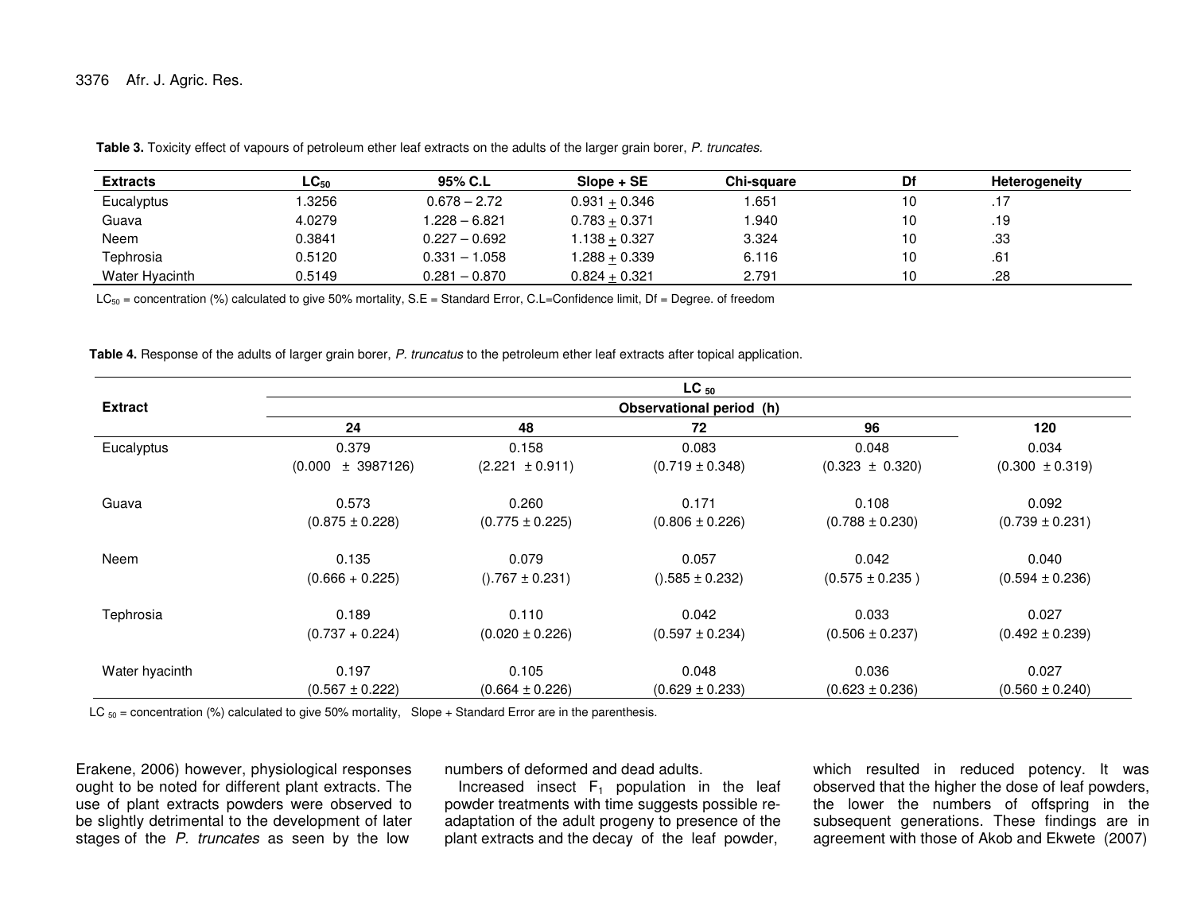**Table 3.** Toxicity effect of vapours of petroleum ether leaf extracts on the adults of the larger grain borer, *P. truncates.*

| Extracts | $LC_{50}$ | 95% C.L | Slope + SE | Chi-square | Df | Heterogeneity |
|---|---|---|---|---|---|---|
| Eucalyptus | 1.3256 | 0.678 – 2.72 | 0.931 ± 0.346 | 1.651 | 10 | .17 |
| Guava | 4.0279 | 1.228 – 6.821 | 0.783 ± 0.371 | 1.940 | 10 | .19 |
| Neem | 0.3841 | 0.227 – 0.692 | 1.138 ± 0.327 | 3.324 | 10 | .33 |
| Tephrosia | 0.5120 | 0.331 – 1.058 | 1.288 ± 0.339 | 6.116 | 10 | .61 |
| Water Hyacinth | 0.5149 | 0.281 – 0.870 | 0.824 ± 0.321 | 2.791 | 10 | .28 |

$LC_{50}$ = concentration (%) calculated to give 50% mortality, S.E = Standard Error, C.L=Confidence limit, Df = Degree. of freedom

**Table 4.** Response of the adults of larger grain borer, *P. truncatus* to the petroleum ether leaf extracts after topical application.

| Extract | $LC_{50}$ | | | | |
|---|---|---|---|---|---|
| | Observational period (h) | | | | |
| | 24 | 48 | 72 | 96 | 120 |
| Eucalyptus | 0.379<br>(0.000 ± 3987126) | 0.158<br>(2.221 ± 0.911) | 0.083<br>(0.719 ± 0.348) | 0.048<br>(0.323 ± 0.320) | 0.034<br>(0.300 ± 0.319) |
| Guava | 0.573<br>(0.875 ± 0.228) | 0.260<br>(0.775 ± 0.225) | 0.171<br>(0.806 ± 0.226) | 0.108<br>(0.788 ± 0.230) | 0.092<br>(0.739 ± 0.231) |
| Neem | 0.135<br>(0.666 + 0.225) | 0.079<br>().767 ± 0.231) | 0.057<br>().585 ± 0.232) | 0.042<br>(0.575 ± 0.235 ) | 0.040<br>(0.594 ± 0.236) |
| Tephrosia | 0.189<br>(0.737 + 0.224) | 0.110<br>(0.020 ± 0.226) | 0.042<br>(0.597 ± 0.234) | 0.033<br>(0.506 ± 0.237) | 0.027<br>(0.492 ± 0.239) |
| Water hyacinth | 0.197<br>(0.567 ± 0.222) | 0.105<br>(0.664 ± 0.226) | 0.048<br>(0.629 ± 0.233) | 0.036<br>(0.623 ± 0.236) | 0.027<br>(0.560 ± 0.240) |

$LC_{50}$ = concentration (%) calculated to give 50% mortality, Slope + Standard Error are in the parenthesis.

Erakene, 2006) however, physiological responses ought to be noted for different plant extracts. The use of plant extracts powders were observed to be slightly detrimental to the development of later stages of the *P. truncates* as seen by the low numbers of deformed and dead adults.

Increased insect $F_1$ population in the leaf powder treatments with time suggests possible re-adaptation of the adult progeny to presence of the plant extracts and the decay of the leaf powder, which resulted in reduced potency. It was observed that the higher the dose of leaf powders, the lower the numbers of offspring in the subsequent generations. These findings are in agreement with those of Akob and Ekwete (2007)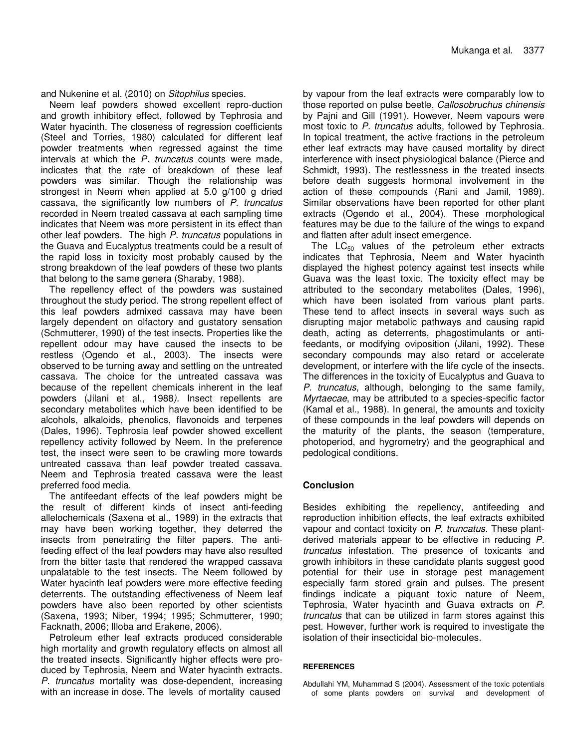and Nukenine et al. (2010) on *Sitophilus* species.

Neem leaf powders showed excellent repro-duction and growth inhibitory effect, followed by Tephrosia and Water hyacinth. The closeness of regression coefficients (Steel and Torries, 1980) calculated for different leaf powder treatments when regressed against the time intervals at which the *P. truncatus* counts were made, indicates that the rate of breakdown of these leaf powders was similar. Though the relationship was strongest in Neem when applied at 5.0 g/100 g dried cassava, the significantly low numbers of *P. truncatus* recorded in Neem treated cassava at each sampling time indicates that Neem was more persistent in its effect than other leaf powders. The high *P. truncatus* populations in the Guava and Eucalyptus treatments could be a result of the rapid loss in toxicity most probably caused by the strong breakdown of the leaf powders of these two plants that belong to the same genera (Sharaby, 1988).

The repellency effect of the powders was sustained throughout the study period. The strong repellent effect of this leaf powders admixed cassava may have been largely dependent on olfactory and gustatory sensation (Schmutterer, 1990) of the test insects. Properties like the repellent odour may have caused the insects to be restless (Ogendo et al., 2003). The insects were observed to be turning away and settling on the untreated cassava. The choice for the untreated cassava was because of the repellent chemicals inherent in the leaf powders (Jilani et al., 1988*).* Insect repellents are secondary metabolites which have been identified to be alcohols, alkaloids, phenolics, flavonoids and terpenes (Dales, 1996). Tephrosia leaf powder showed excellent repellency activity followed by Neem. In the preference test, the insect were seen to be crawling more towards untreated cassava than leaf powder treated cassava. Neem and Tephrosia treated cassava were the least preferred food media.

The antifeedant effects of the leaf powders might be the result of different kinds of insect anti-feeding allelochemicals (Saxena et al., 1989) in the extracts that may have been working together, they deterred the insects from penetrating the filter papers. The anti-feeding effect of the leaf powders may have also resulted from the bitter taste that rendered the wrapped cassava unpalatable to the test insects. The Neem followed by Water hyacinth leaf powders were more effective feeding deterrents. The outstanding effectiveness of Neem leaf powders have also been reported by other scientists (Saxena, 1993; Niber, 1994; 1995; Schmutterer, 1990; Facknath, 2006; Illoba and Erakene, 2006).

Petroleum ether leaf extracts produced considerable high mortality and growth regulatory effects on almost all the treated insects. Significantly higher effects were pro-duced by Tephrosia, Neem and Water hyacinth extracts. *P. truncatus* mortality was dose-dependent, increasing with an increase in dose. The levels of mortality caused by vapour from the leaf extracts were comparably low to those reported on pulse beetle, *Callosobruchus chinensis* by Pajni and Gill (1991). However, Neem vapours were most toxic to *P. truncatus* adults, followed by Tephrosia. In topical treatment, the active fractions in the petroleum ether leaf extracts may have caused mortality by direct interference with insect physiological balance (Pierce and Schmidt, 1993). The restlessness in the treated insects before death suggests hormonal involvement in the action of these compounds (Rani and Jamil, 1989). Similar observations have been reported for other plant extracts (Ogendo et al., 2004). These morphological features may be due to the failure of the wings to expand and flatten after adult insect emergence.

The $LC_{50}$ values of the petroleum ether extracts indicates that Tephrosia, Neem and Water hyacinth displayed the highest potency against test insects while Guava was the least toxic. The toxicity effect may be attributed to the secondary metabolites (Dales, 1996), which have been isolated from various plant parts. These tend to affect insects in several ways such as disrupting major metabolic pathways and causing rapid death, acting as deterrents, phagostimulants or anti-feedants, or modifying oviposition (Jilani, 1992). These secondary compounds may also retard or accelerate development, or interfere with the life cycle of the insects. The differences in the toxicity of Eucalyptus and Guava to *P. truncatus*, although, belonging to the same family, *Myrtaecae*, may be attributed to a species-specific factor (Kamal et al., 1988). In general, the amounts and toxicity of these compounds in the leaf powders will depends on the maturity of the plants, the season (temperature, photoperiod, and hygrometry) and the geographical and pedological conditions.

## Conclusion

Besides exhibiting the repellency, antifeeding and reproduction inhibition effects, the leaf extracts exhibited vapour and contact toxicity on *P. truncatus*. These plant-derived materials appear to be effective in reducing *P. truncatus* infestation. The presence of toxicants and growth inhibitors in these candidate plants suggest good potential for their use in storage pest management especially farm stored grain and pulses. The present findings indicate a piquant toxic nature of Neem, Tephrosia, Water hyacinth and Guava extracts on *P. truncatus* that can be utilized in farm stores against this pest. However, further work is required to investigate the isolation of their insecticidal bio-molecules.

### REFERENCES

Abdullahi YM, Muhammad S (2004). Assessment of the toxic potentials of some plants powders on survival and development of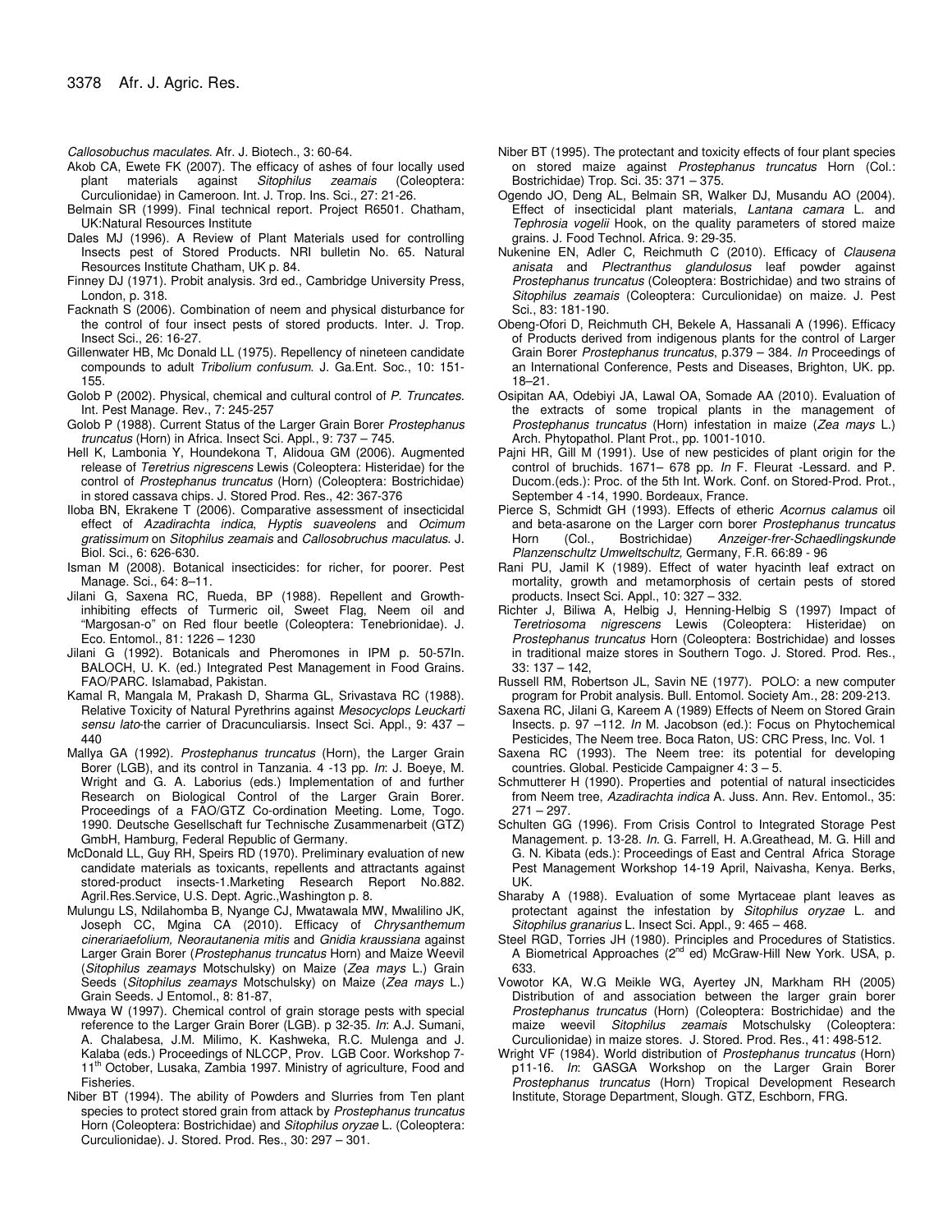*Callosobuchus maculates*. Afr. J. Biotech., 3: 60-64.

Akob CA, Ewete FK (2007). The efficacy of ashes of four locally used plant materials against *Sitophilus zeamais* (Coleoptera: Curculionidae) in Cameroon. Int. J. Trop. Ins. Sci., 27: 21-26.

Belmain SR (1999). Final technical report. Project R6501. Chatham, UK:Natural Resources Institute

Dales MJ (1996). A Review of Plant Materials used for controlling Insects pest of Stored Products. NRI bulletin No. 65. Natural Resources Institute Chatham, UK p. 84.

Finney DJ (1971). Probit analysis. 3rd ed., Cambridge University Press, London, p. 318.

Facknath S (2006). Combination of neem and physical disturbance for the control of four insect pests of stored products. Inter. J. Trop. Insect Sci., 26: 16-27.

Gillenwater HB, Mc Donald LL (1975). Repellency of nineteen candidate compounds to adult *Tribolium confusum*. J. Ga.Ent. Soc., 10: 151-155.

Golob P (2002). Physical, chemical and cultural control of *P. Truncates*. Int. Pest Manage. Rev., 7: 245-257

Golob P (1988). Current Status of the Larger Grain Borer *Prostephanus truncatus* (Horn) in Africa. Insect Sci. Appl., 9: 737 – 745.

Hell K, Lambonia Y, Houndekona T, Alidoua GM (2006). Augmented release of *Teretrius nigrescens* Lewis (Coleoptera: Histeridae) for the control of *Prostephanus truncatus* (Horn) (Coleoptera: Bostrichidae) in stored cassava chips. J. Stored Prod. Res., 42: 367-376

Iloba BN, Ekrakene T (2006). Comparative assessment of insecticidal effect of *Azadirachta indica*, *Hyptis suaveolens* and *Ocimum gratissimum* on *Sitophilus zeamais* and *Callosobruchus maculatus*. J. Biol. Sci., 6: 626-630.

Isman M (2008). Botanical insecticides: for richer, for poorer. Pest Manage. Sci., 64: 8–11.

Jilani G, Saxena RC, Rueda, BP (1988). Repellent and Growth-inhibiting effects of Turmeric oil, Sweet Flag, Neem oil and "Margosan-o" on Red flour beetle (Coleoptera: Tenebrionidae). J. Eco. Entomol., 81: 1226 – 1230

Jilani G (1992). Botanicals and Pheromones in IPM p. 50-57In. BALOCH, U. K. (ed.) Integrated Pest Management in Food Grains. FAO/PARC. Islamabad, Pakistan.

Kamal R, Mangala M, Prakash D, Sharma GL, Srivastava RC (1988). Relative Toxicity of Natural Pyrethrins against *Mesocyclops Leuckarti sensu lato*-the carrier of Dracunculiarsis. Insect Sci. Appl., 9: 437 – 440

Mallya GA (1992). *Prostephanus truncatus* (Horn), the Larger Grain Borer (LGB), and its control in Tanzania. 4 -13 pp. *In*: J. Boeye, M. Wright and G. A. Laborius (eds.) Implementation of and further Research on Biological Control of the Larger Grain Borer. Proceedings of a FAO/GTZ Co-ordination Meeting. Lome, Togo. 1990. Deutsche Gesellschaft fur Technische Zusammenarbeit (GTZ) GmbH, Hamburg, Federal Republic of Germany.

McDonald LL, Guy RH, Speirs RD (1970). Preliminary evaluation of new candidate materials as toxicants, repellents and attractants against stored-product insects-1.Marketing Research Report No.882. Agril.Res.Service, U.S. Dept. Agric.,Washington p. 8.

Mulungu LS, Ndilahomba B, Nyange CJ, Mwatawala MW, Mwalilino JK, Joseph CC, Mgina CA (2010). Efficacy of *Chrysanthemum cinerariaefolium*, *Neorautanenia mitis* and *Gnidia kraussiana* against Larger Grain Borer (*Prostephanus truncatus* Horn) and Maize Weevil (*Sitophilus zeamays* Motschulsky) on Maize (*Zea mays* L.) Grain Seeds (*Sitophilus zeamays* Motschulsky) on Maize (*Zea mays* L.) Grain Seeds. J Entomol., 8: 81-87,

Mwaya W (1997). Chemical control of grain storage pests with special reference to the Larger Grain Borer (LGB). p 32-35. *In*: A.J. Sumani, A. Chalabesa, J.M. Milimo, K. Kashweka, R.C. Mulenga and J. Kalaba (eds.) Proceedings of NLCCP, Prov. LGB Coor. Workshop 7-11th October, Lusaka, Zambia 1997. Ministry of agriculture, Food and Fisheries.

Niber BT (1994). The ability of Powders and Slurries from Ten plant species to protect stored grain from attack by *Prostephanus truncatus* Horn (Coleoptera: Bostrichidae) and *Sitophilus oryzae* L. (Coleoptera: Curculionidae). J. Stored. Prod. Res., 30: 297 – 301.

Niber BT (1995). The protectant and toxicity effects of four plant species on stored maize against *Prostephanus truncatus* Horn (Col.: Bostrichidae) Trop. Sci. 35: 371 – 375.

Ogendo JO, Deng AL, Belmain SR, Walker DJ, Musandu AO (2004). Effect of insecticidal plant materials, *Lantana camara* L. and *Tephrosia vogelii* Hook, on the quality parameters of stored maize grains. J. Food Technol. Africa. 9: 29-35.

Nukenine EN, Adler C, Reichmuth C (2010). Efficacy of *Clausena anisata* and *Plectranthus glandulosus* leaf powder against *Prostephanus truncatus* (Coleoptera: Bostrichidae) and two strains of *Sitophilus zeamais* (Coleoptera: Curculionidae) on maize. J. Pest Sci., 83: 181-190.

Obeng-Ofori D, Reichmuth CH, Bekele A, Hassanali A (1996). Efficacy of Products derived from indigenous plants for the control of Larger Grain Borer *Prostephanus truncatus*, p.379 – 384. *In* Proceedings of an International Conference, Pests and Diseases, Brighton, UK. pp. 18–21.

Osipitan AA, Odebiyi JA, Lawal OA, Somade AA (2010). Evaluation of the extracts of some tropical plants in the management of *Prostephanus truncatus* (Horn) infestation in maize (*Zea mays* L.) Arch. Phytopathol. Plant Prot., pp. 1001-1010.

Pajni HR, Gill M (1991). Use of new pesticides of plant origin for the control of bruchids. 1671– 678 pp. *In* F. Fleurat -Lessard. and P. Ducom.(eds.): Proc. of the 5th Int. Work. Conf. on Stored-Prod. Prot., September 4 -14, 1990. Bordeaux, France.

Pierce S, Schmidt GH (1993). Effects of etheric *Acornus calamus* oil and beta-asarone on the Larger corn borer *Prostephanus truncatus* Horn (Col., Bostrichidae) *Anzeiger-frer-Schaedlingskunde Planzenschultz Umweltschultz,* Germany, F.R. 66:89 - 96

Rani PU, Jamil K (1989). Effect of water hyacinth leaf extract on mortality, growth and metamorphosis of certain pests of stored products. Insect Sci. Appl., 10: 327 – 332.

Richter J, Biliwa A, Helbig J, Henning-Helbig S (1997) Impact of *Teretriosoma nigrescens* Lewis (Coleoptera: Histeridae) on *Prostephanus truncatus* Horn (Coleoptera: Bostrichidae) and losses in traditional maize stores in Southern Togo. J. Stored. Prod. Res., 33: 137 – 142,

Russell RM, Robertson JL, Savin NE (1977). POLO: a new computer program for Probit analysis. Bull. Entomol. Society Am., 28: 209-213.

Saxena RC, Jilani G, Kareem A (1989) Effects of Neem on Stored Grain Insects. p. 97 –112. *In* M. Jacobson (ed.): Focus on Phytochemical Pesticides, The Neem tree. Boca Raton, US: CRC Press, Inc. Vol. 1

Saxena RC (1993). The Neem tree: its potential for developing countries. Global. Pesticide Campaigner 4: 3 – 5.

Schmutterer H (1990). Properties and potential of natural insecticides from Neem tree, *Azadirachta indica* A. Juss. Ann. Rev. Entomol., 35: 271 – 297.

Schulten GG (1996). From Crisis Control to Integrated Storage Pest Management. p. 13-28. *In*. G. Farrell, H. A.Greathead, M. G. Hill and G. N. Kibata (eds.): Proceedings of East and Central Africa Storage Pest Management Workshop 14-19 April, Naivasha, Kenya. Berks, UK.

Sharaby A (1988). Evaluation of some Myrtaceae plant leaves as protectant against the infestation by *Sitophilus oryzae* L. and *Sitophilus granarius* L. Insect Sci. Appl., 9: 465 – 468.

Steel RGD, Torries JH (1980). Principles and Procedures of Statistics. A Biometrical Approaches (2nd ed) McGraw-Hill New York. USA, p. 633.

Vowotor KA, W.G Meikle WG, Ayertey JN, Markham RH (2005) Distribution of and association between the larger grain borer *Prostephanus truncatus* (Horn) (Coleoptera: Bostrichidae) and the maize weevil *Sitophilus zeamais* Motschulsky (Coleoptera: Curculionidae) in maize stores. J. Stored. Prod. Res., 41: 498-512.

Wright VF (1984). World distribution of *Prostephanus truncatus* (Horn) p11-16. *In*: GASGA Workshop on the Larger Grain Borer *Prostephanus truncatus* (Horn) Tropical Development Research Institute, Storage Department, Slough. GTZ, Eschborn, FRG.